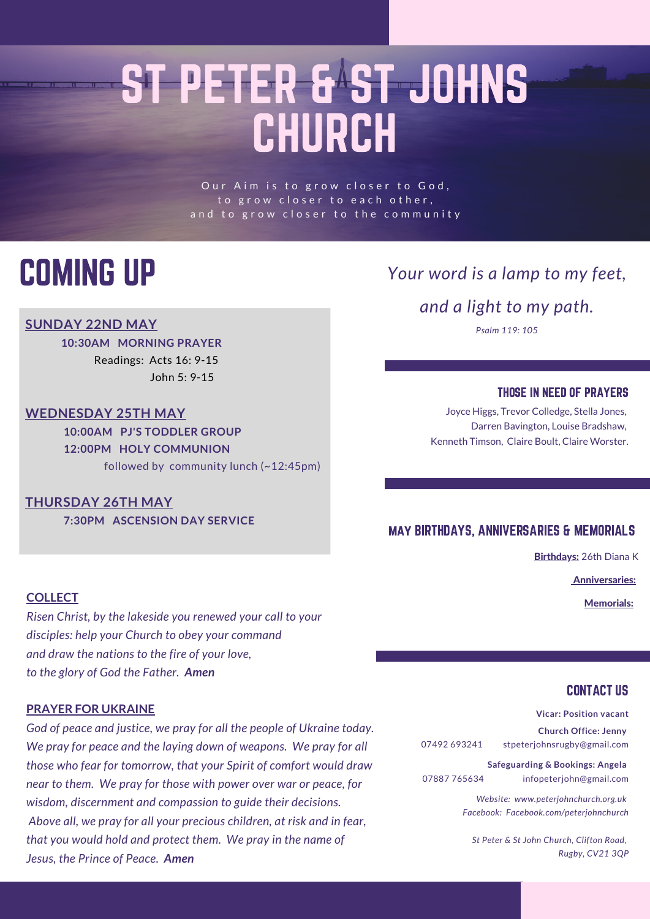# ST PETER & ST JOHNS CHURCH

Our Aim is to grow closer to God, to grow closer to each other, and to grow closer to the community

## COMING UP

**SUNDAY 22ND MAY**

**10:30AM MORNING PRAYER**
Readings: Acts 16: 9-15
John 5: 9-15

**WEDNESDAY 25TH MAY**

**10:00AM PJ'S TODDLER GROUP**
**12:00PM HOLY COMMUNION**
followed by community lunch (~12:45pm)

**THURSDAY 26TH MAY**

**7:30PM ASCENSION DAY SERVICE**

**COLLECT**

*Risen Christ, by the lakeside you renewed your call to your disciples: help your Church to obey your command and draw the nations to the fire of your love, to the glory of God the Father.* ***Amen***

**PRAYER FOR UKRAINE**

*God of peace and justice, we pray for all the people of Ukraine today. We pray for peace and the laying down of weapons. We pray for all those who fear for tomorrow, that your Spirit of comfort would draw near to them. We pray for those with power over war or peace, for wisdom, discernment and compassion to guide their decisions. Above all, we pray for all your precious children, at risk and in fear, that you would hold and protect them. We pray in the name of Jesus, the Prince of Peace.* ***Amen***

*Your word is a lamp to my feet,*

*and a light to my path.*

*Psalm 119: 105*

### THOSE IN NEED OF PRAYERS

Joyce Higgs, Trevor Colledge, Stella Jones, Darren Bavington, Louise Bradshaw, Kenneth Timson, Claire Boult, Claire Worster.

### MAY BIRTHDAYS, ANNIVERSARIES & MEMORIALS

**Birthdays:** 26th Diana K

**Anniversaries:**

**Memorials:**

### CONTACT US

**Vicar: Position vacant**

**Church Office: Jenny**
07492 693241 stpeterjohnsrugby@gmail.com

**Safeguarding & Bookings: Angela**
07887 765634 infopeterjohn@gmail.com

*Website: www.peterjohnchurch.org.uk*
*Facebook: Facebook.com/peterjohnchurch*

*St Peter & St John Church, Clifton Road, Rugby, CV21 3QP*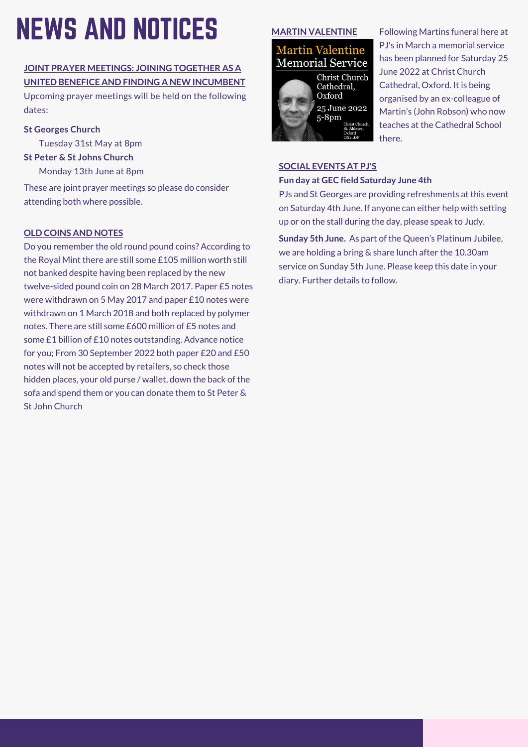# NEWS AND NOTICES

**JOINT PRAYER MEETINGS: JOINING TOGETHER AS A UNITED BENEFICE AND FINDING A NEW INCUMBENT**

Upcoming prayer meetings will be held on the following dates:

**St Georges Church**

Tuesday 31st May at 8pm

**St Peter & St Johns Church**

Monday 13th June at 8pm

These are joint prayer meetings so please do consider attending both where possible.

**OLD COINS AND NOTES**

Do you remember the old round pound coins? According to the Royal Mint there are still some £105 million worth still not banked despite having been replaced by the new twelve-sided pound coin on 28 March 2017. Paper £5 notes were withdrawn on 5 May 2017 and paper £10 notes were withdrawn on 1 March 2018 and both replaced by polymer notes. There are still some £600 million of £5 notes and some £1 billion of £10 notes outstanding. Advance notice for you; From 30 September 2022 both paper £20 and £50 notes will not be accepted by retailers, so check those hidden places, your old purse / wallet, down the back of the sofa and spend them or you can donate them to St Peter & St John Church

**MARTIN VALENTINE**

Martin Valentine Memorial Service
Christ Church Cathedral, Oxford
25 June 2022
5-8pm
Christ Church, St. Aldates, Oxford OX1 1DP

Following Martins funeral here at PJ's in March a memorial service has been planned for Saturday 25 June 2022 at Christ Church Cathedral, Oxford. It is being organised by an ex-colleague of Martin's (John Robson) who now teaches at the Cathedral School there.

**SOCIAL EVENTS AT PJ'S**

**Fun day at GEC field Saturday June 4th**

PJs and St Georges are providing refreshments at this event on Saturday 4th June. If anyone can either help with setting up or on the stall during the day, please speak to Judy.

**Sunday 5th June.** As part of the Queen's Platinum Jubilee, we are holding a bring & share lunch after the 10.30am service on Sunday 5th June. Please keep this date in your diary. Further details to follow.